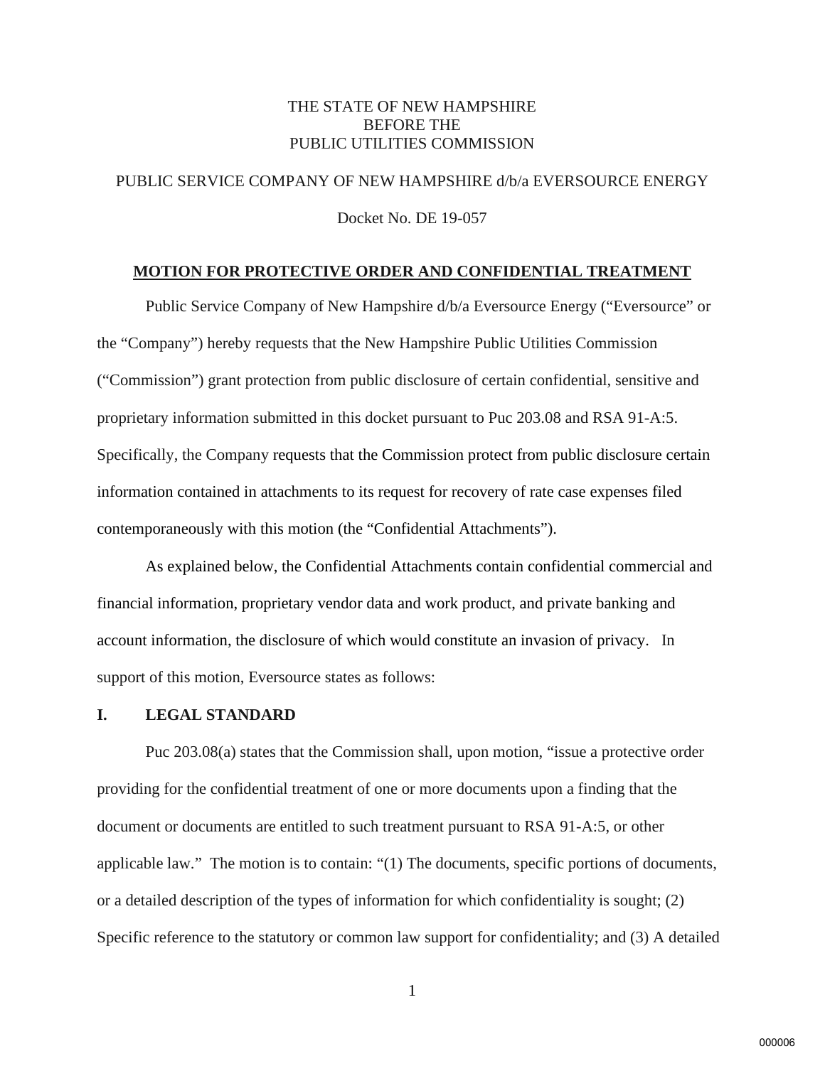THE STATE OF NEW HAMPSHIRE
BEFORE THE
PUBLIC UTILITIES COMMISSION

PUBLIC SERVICE COMPANY OF NEW HAMPSHIRE d/b/a EVERSOURCE ENERGY

Docket No. DE 19-057

## MOTION FOR PROTECTIVE ORDER AND CONFIDENTIAL TREATMENT

Public Service Company of New Hampshire d/b/a Eversource Energy ("Eversource" or the "Company") hereby requests that the New Hampshire Public Utilities Commission ("Commission") grant protection from public disclosure of certain confidential, sensitive and proprietary information submitted in this docket pursuant to Puc 203.08 and RSA 91-A:5. Specifically, the Company requests that the Commission protect from public disclosure certain information contained in attachments to its request for recovery of rate case expenses filed contemporaneously with this motion (the "Confidential Attachments").

As explained below, the Confidential Attachments contain confidential commercial and financial information, proprietary vendor data and work product, and private banking and account information, the disclosure of which would constitute an invasion of privacy. In support of this motion, Eversource states as follows:

## I. LEGAL STANDARD

Puc 203.08(a) states that the Commission shall, upon motion, "issue a protective order providing for the confidential treatment of one or more documents upon a finding that the document or documents are entitled to such treatment pursuant to RSA 91-A:5, or other applicable law." The motion is to contain: "(1) The documents, specific portions of documents, or a detailed description of the types of information for which confidentiality is sought; (2) Specific reference to the statutory or common law support for confidentiality; and (3) A detailed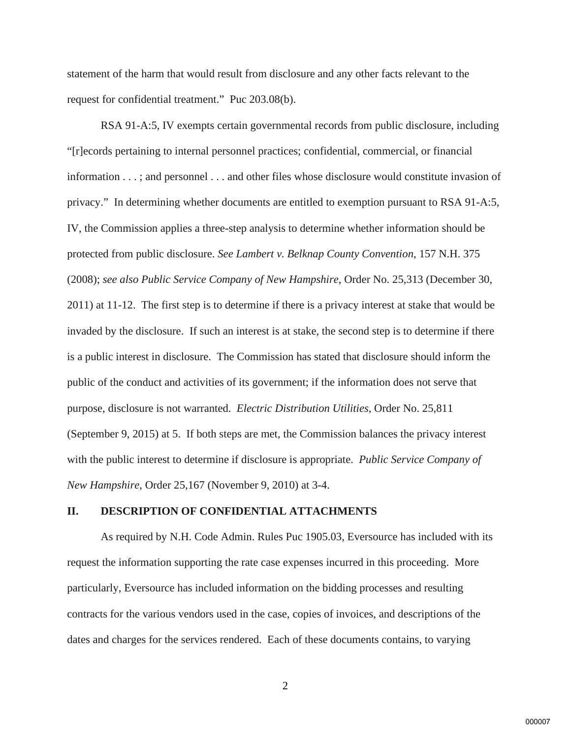statement of the harm that would result from disclosure and any other facts relevant to the request for confidential treatment." Puc 203.08(b).

RSA 91-A:5, IV exempts certain governmental records from public disclosure, including "[r]ecords pertaining to internal personnel practices; confidential, commercial, or financial information . . . ; and personnel . . . and other files whose disclosure would constitute invasion of privacy." In determining whether documents are entitled to exemption pursuant to RSA 91-A:5, IV, the Commission applies a three-step analysis to determine whether information should be protected from public disclosure. *See Lambert v. Belknap County Convention*, 157 N.H. 375 (2008); *see also Public Service Company of New Hampshire*, Order No. 25,313 (December 30, 2011) at 11-12. The first step is to determine if there is a privacy interest at stake that would be invaded by the disclosure. If such an interest is at stake, the second step is to determine if there is a public interest in disclosure. The Commission has stated that disclosure should inform the public of the conduct and activities of its government; if the information does not serve that purpose, disclosure is not warranted. *Electric Distribution Utilities*, Order No. 25,811 (September 9, 2015) at 5. If both steps are met, the Commission balances the privacy interest with the public interest to determine if disclosure is appropriate. *Public Service Company of New Hampshire*, Order 25,167 (November 9, 2010) at 3-4.

## II. DESCRIPTION OF CONFIDENTIAL ATTACHMENTS

As required by N.H. Code Admin. Rules Puc 1905.03, Eversource has included with its request the information supporting the rate case expenses incurred in this proceeding. More particularly, Eversource has included information on the bidding processes and resulting contracts for the various vendors used in the case, copies of invoices, and descriptions of the dates and charges for the services rendered. Each of these documents contains, to varying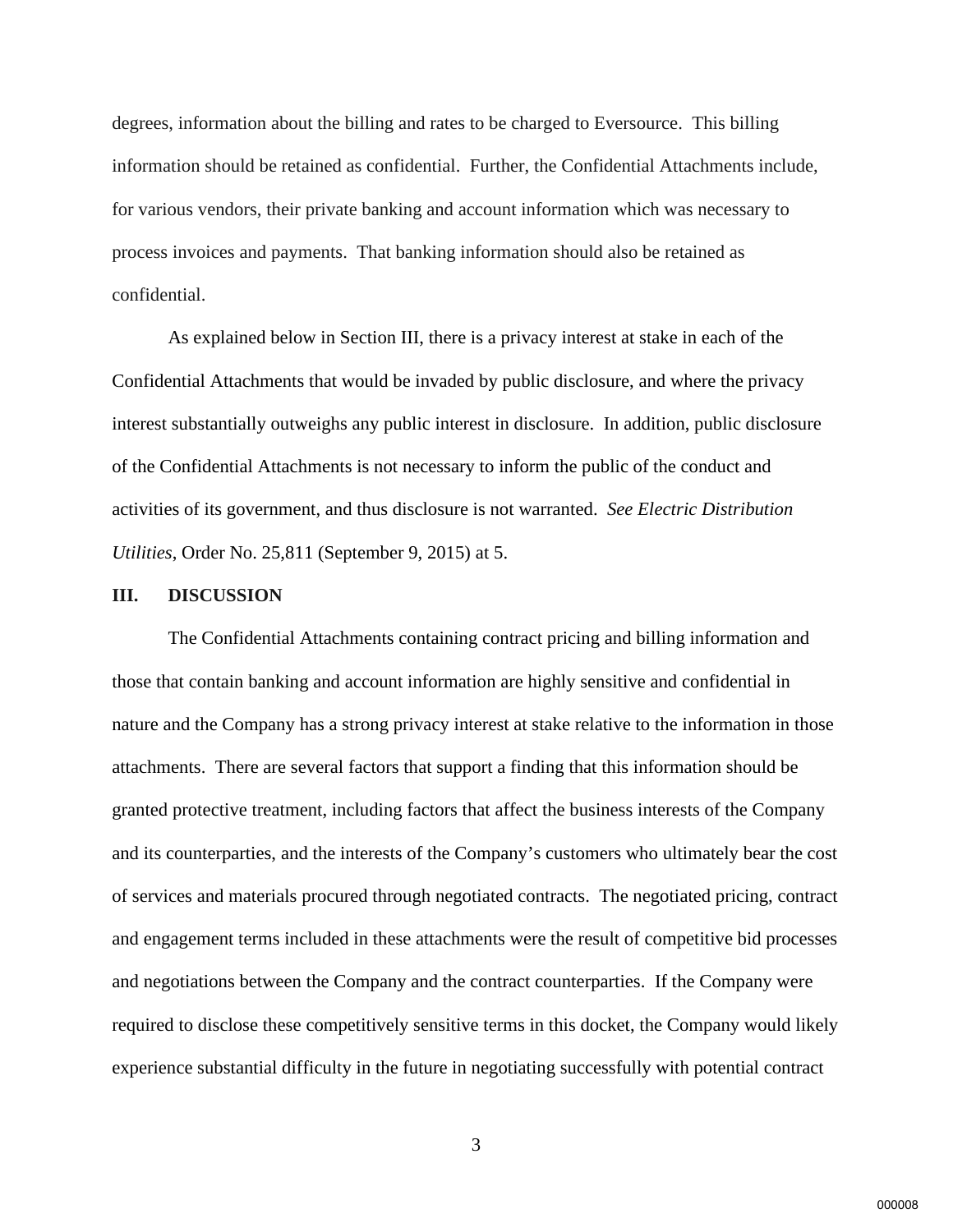degrees, information about the billing and rates to be charged to Eversource. This billing information should be retained as confidential. Further, the Confidential Attachments include, for various vendors, their private banking and account information which was necessary to process invoices and payments. That banking information should also be retained as confidential.

As explained below in Section III, there is a privacy interest at stake in each of the Confidential Attachments that would be invaded by public disclosure, and where the privacy interest substantially outweighs any public interest in disclosure. In addition, public disclosure of the Confidential Attachments is not necessary to inform the public of the conduct and activities of its government, and thus disclosure is not warranted. *See Electric Distribution Utilities*, Order No. 25,811 (September 9, 2015) at 5.

## III. DISCUSSION

The Confidential Attachments containing contract pricing and billing information and those that contain banking and account information are highly sensitive and confidential in nature and the Company has a strong privacy interest at stake relative to the information in those attachments. There are several factors that support a finding that this information should be granted protective treatment, including factors that affect the business interests of the Company and its counterparties, and the interests of the Company's customers who ultimately bear the cost of services and materials procured through negotiated contracts. The negotiated pricing, contract and engagement terms included in these attachments were the result of competitive bid processes and negotiations between the Company and the contract counterparties. If the Company were required to disclose these competitively sensitive terms in this docket, the Company would likely experience substantial difficulty in the future in negotiating successfully with potential contract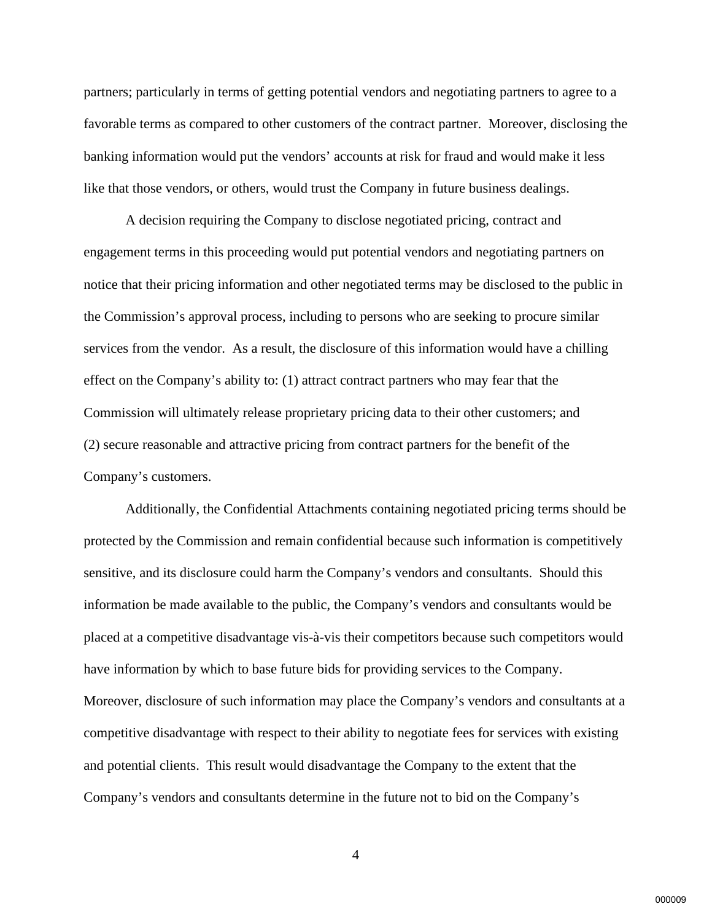partners; particularly in terms of getting potential vendors and negotiating partners to agree to a favorable terms as compared to other customers of the contract partner. Moreover, disclosing the banking information would put the vendors' accounts at risk for fraud and would make it less like that those vendors, or others, would trust the Company in future business dealings.

A decision requiring the Company to disclose negotiated pricing, contract and engagement terms in this proceeding would put potential vendors and negotiating partners on notice that their pricing information and other negotiated terms may be disclosed to the public in the Commission's approval process, including to persons who are seeking to procure similar services from the vendor. As a result, the disclosure of this information would have a chilling effect on the Company's ability to: (1) attract contract partners who may fear that the Commission will ultimately release proprietary pricing data to their other customers; and (2) secure reasonable and attractive pricing from contract partners for the benefit of the Company's customers.

Additionally, the Confidential Attachments containing negotiated pricing terms should be protected by the Commission and remain confidential because such information is competitively sensitive, and its disclosure could harm the Company's vendors and consultants. Should this information be made available to the public, the Company's vendors and consultants would be placed at a competitive disadvantage vis-à-vis their competitors because such competitors would have information by which to base future bids for providing services to the Company. Moreover, disclosure of such information may place the Company's vendors and consultants at a competitive disadvantage with respect to their ability to negotiate fees for services with existing and potential clients. This result would disadvantage the Company to the extent that the Company's vendors and consultants determine in the future not to bid on the Company's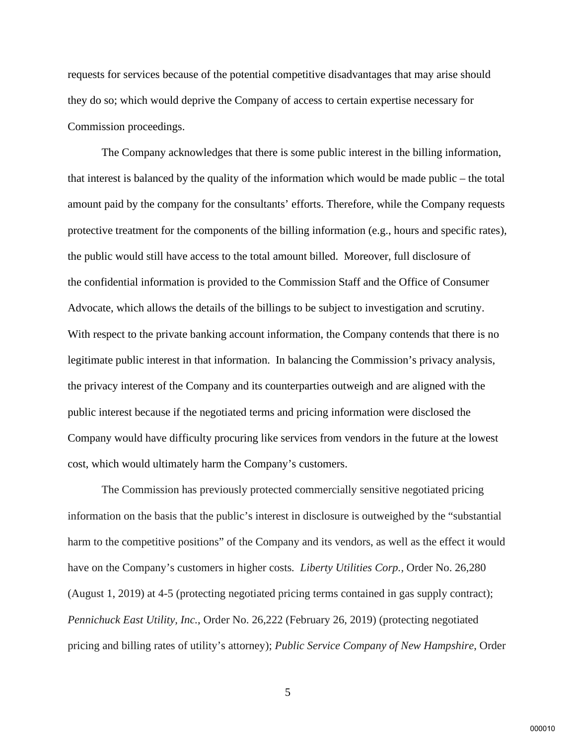requests for services because of the potential competitive disadvantages that may arise should they do so; which would deprive the Company of access to certain expertise necessary for Commission proceedings.

The Company acknowledges that there is some public interest in the billing information, that interest is balanced by the quality of the information which would be made public – the total amount paid by the company for the consultants' efforts. Therefore, while the Company requests protective treatment for the components of the billing information (e.g., hours and specific rates), the public would still have access to the total amount billed. Moreover, full disclosure of the confidential information is provided to the Commission Staff and the Office of Consumer Advocate, which allows the details of the billings to be subject to investigation and scrutiny. With respect to the private banking account information, the Company contends that there is no legitimate public interest in that information. In balancing the Commission's privacy analysis, the privacy interest of the Company and its counterparties outweigh and are aligned with the public interest because if the negotiated terms and pricing information were disclosed the Company would have difficulty procuring like services from vendors in the future at the lowest cost, which would ultimately harm the Company's customers.

The Commission has previously protected commercially sensitive negotiated pricing information on the basis that the public's interest in disclosure is outweighed by the "substantial harm to the competitive positions" of the Company and its vendors, as well as the effect it would have on the Company's customers in higher costs. *Liberty Utilities Corp.*, Order No. 26,280 (August 1, 2019) at 4-5 (protecting negotiated pricing terms contained in gas supply contract); *Pennichuck East Utility, Inc.*, Order No. 26,222 (February 26, 2019) (protecting negotiated pricing and billing rates of utility's attorney); *Public Service Company of New Hampshire*, Order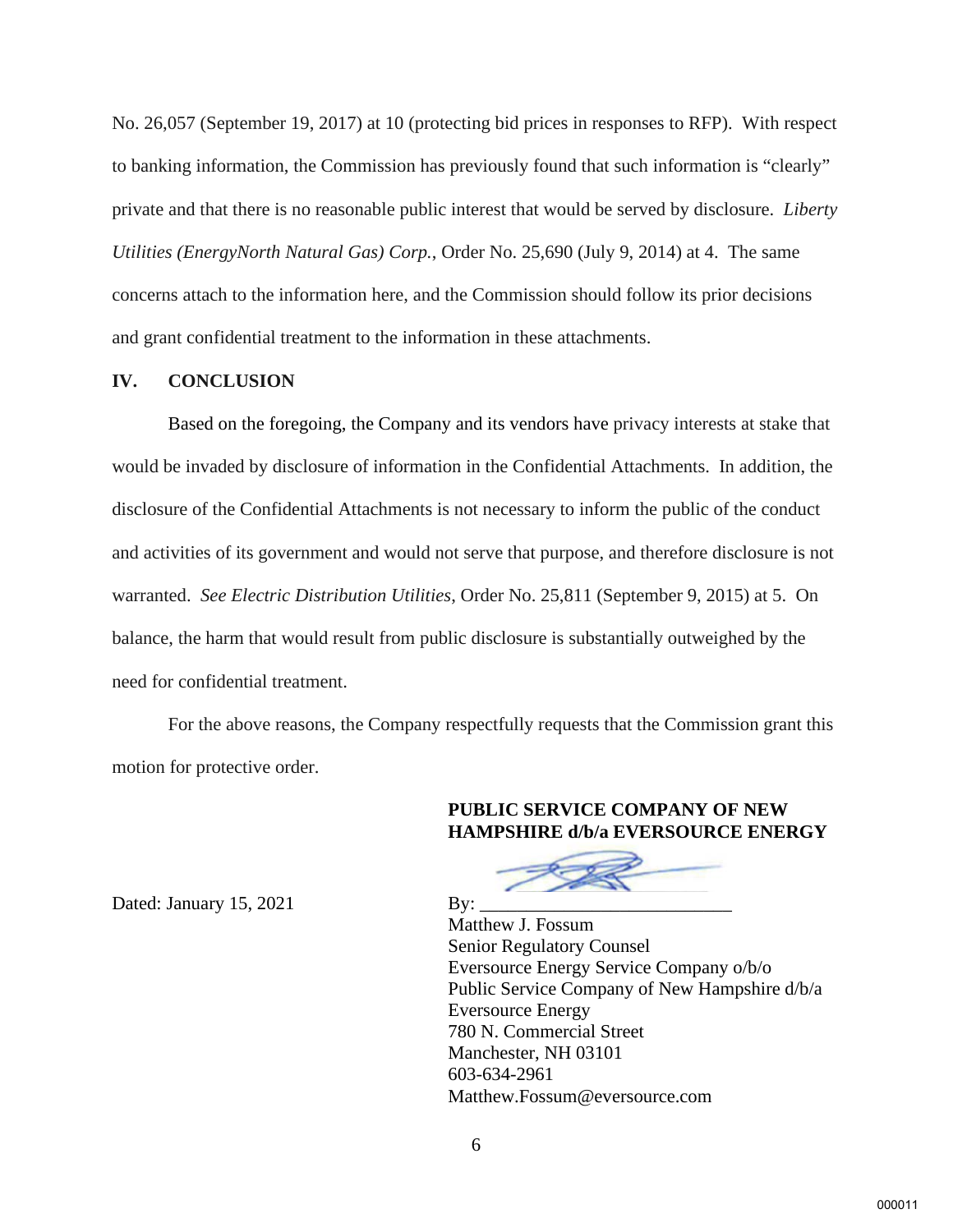No. 26,057 (September 19, 2017) at 10 (protecting bid prices in responses to RFP). With respect to banking information, the Commission has previously found that such information is "clearly" private and that there is no reasonable public interest that would be served by disclosure. *Liberty Utilities (EnergyNorth Natural Gas) Corp.*, Order No. 25,690 (July 9, 2014) at 4. The same concerns attach to the information here, and the Commission should follow its prior decisions and grant confidential treatment to the information in these attachments.

## IV. CONCLUSION

Based on the foregoing, the Company and its vendors have privacy interests at stake that would be invaded by disclosure of information in the Confidential Attachments. In addition, the disclosure of the Confidential Attachments is not necessary to inform the public of the conduct and activities of its government and would not serve that purpose, and therefore disclosure is not warranted. *See Electric Distribution Utilities*, Order No. 25,811 (September 9, 2015) at 5. On balance, the harm that would result from public disclosure is substantially outweighed by the need for confidential treatment.

For the above reasons, the Company respectfully requests that the Commission grant this motion for protective order.

**PUBLIC SERVICE COMPANY OF NEW HAMPSHIRE d/b/a EVERSOURCE ENERGY**

Dated: January 15, 2021

By: ___________________________
Matthew J. Fossum
Senior Regulatory Counsel
Eversource Energy Service Company o/b/o
Public Service Company of New Hampshire d/b/a
Eversource Energy
780 N. Commercial Street
Manchester, NH 03101
603-634-2961
Matthew.Fossum@eversource.com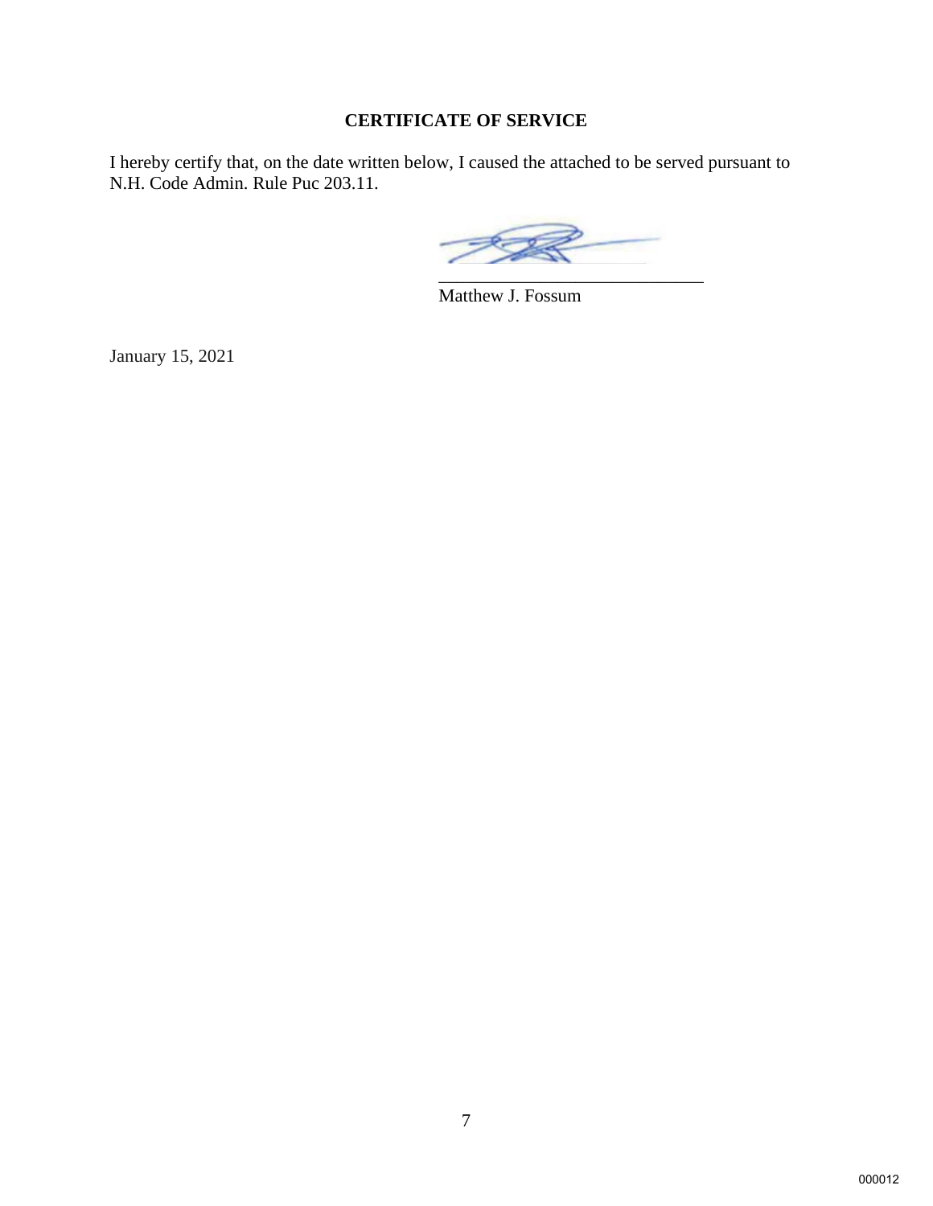## CERTIFICATE OF SERVICE

I hereby certify that, on the date written below, I caused the attached to be served pursuant to N.H. Code Admin. Rule Puc 203.11.

\_\_\_\_\_\_\_\_\_\_\_\_\_\_\_\_\_\_\_\_\_\_\_\_\_\_\_\_\_\_

Matthew J. Fossum

January 15, 2021